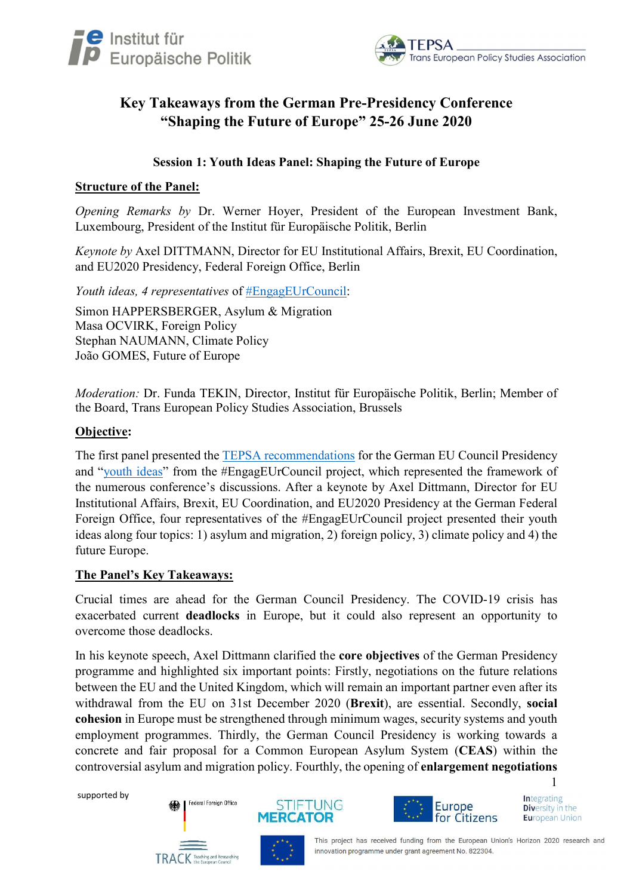# Key Takeaways from the German Pre-Presidency Conference "Shaping the Future of Europe" 25-26 June 2020

### Session 1: Youth Ideas Panel: Shaping the Future of Europe

**Structure of the Panel:**

*Opening Remarks by* Dr. Werner Hoyer, President of the European Investment Bank, Luxembourg, President of the Institut für Europäische Politik, Berlin

*Keynote by* Axel DITTMANN, Director for EU Institutional Affairs, Brexit, EU Coordination, and EU2020 Presidency, Federal Foreign Office, Berlin

*Youth ideas, 4 representatives* of #EngagEUrCouncil:

Simon HAPPERSBERGER, Asylum & Migration
Masa OCVIRK, Foreign Policy
Stephan NAUMANN, Climate Policy
João GOMES, Future of Europe

*Moderation:* Dr. Funda TEKIN, Director, Institut für Europäische Politik, Berlin; Member of the Board, Trans European Policy Studies Association, Brussels

**Objective:**

The first panel presented the TEPSA recommendations for the German EU Council Presidency and "youth ideas" from the #EngagEUrCouncil project, which represented the framework of the numerous conference's discussions. After a keynote by Axel Dittmann, Director for EU Institutional Affairs, Brexit, EU Coordination, and EU2020 Presidency at the German Federal Foreign Office, four representatives of the #EngagEUrCouncil project presented their youth ideas along four topics: 1) asylum and migration, 2) foreign policy, 3) climate policy and 4) the future Europe.

**The Panel's Key Takeaways:**

Crucial times are ahead for the German Council Presidency. The COVID-19 crisis has exacerbated current **deadlocks** in Europe, but it could also represent an opportunity to overcome those deadlocks.

In his keynote speech, Axel Dittmann clarified the **core objectives** of the German Presidency programme and highlighted six important points: Firstly, negotiations on the future relations between the EU and the United Kingdom, which will remain an important partner even after its withdrawal from the EU on 31st December 2020 (**Brexit**), are essential. Secondly, **social cohesion** in Europe must be strengthened through minimum wages, security systems and youth employment programmes. Thirdly, the German Council Presidency is working towards a concrete and fair proposal for a Common European Asylum System (**CEAS**) within the controversial asylum and migration policy. Fourthly, the opening of **enlargement negotiations**

supported by

This project has received funding from the European Union's Horizon 2020 research and innovation programme under grant agreement No. 822304.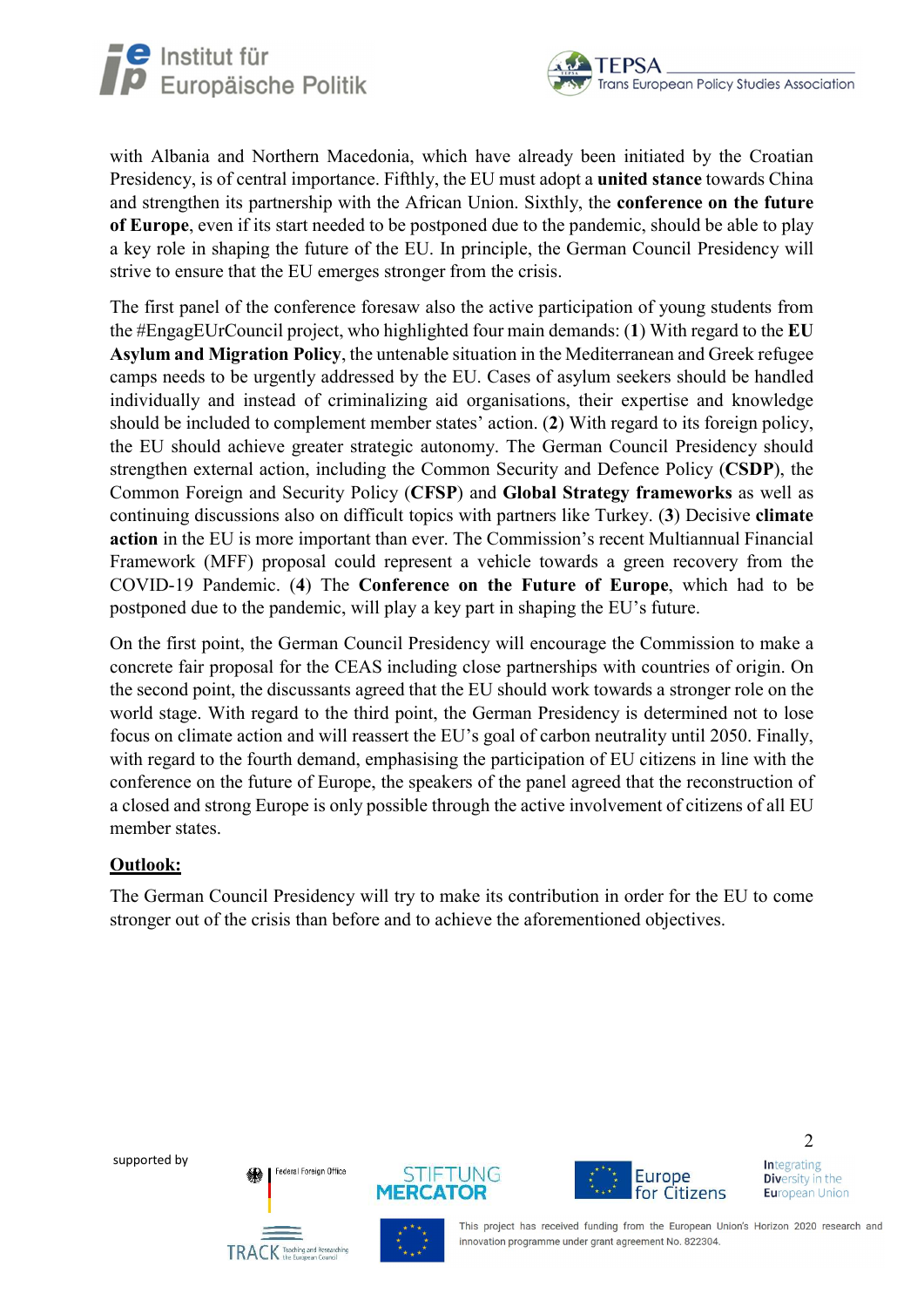with Albania and Northern Macedonia, which have already been initiated by the Croatian Presidency, is of central importance. Fifthly, the EU must adopt a **united stance** towards China and strengthen its partnership with the African Union. Sixthly, the **conference on the future of Europe**, even if its start needed to be postponed due to the pandemic, should be able to play a key role in shaping the future of the EU. In principle, the German Council Presidency will strive to ensure that the EU emerges stronger from the crisis.

The first panel of the conference foresaw also the active participation of young students from the #EngagEUrCouncil project, who highlighted four main demands: (**1**) With regard to the **EU Asylum and Migration Policy**, the untenable situation in the Mediterranean and Greek refugee camps needs to be urgently addressed by the EU. Cases of asylum seekers should be handled individually and instead of criminalizing aid organisations, their expertise and knowledge should be included to complement member states' action. (**2**) With regard to its foreign policy, the EU should achieve greater strategic autonomy. The German Council Presidency should strengthen external action, including the Common Security and Defence Policy (**CSDP**), the Common Foreign and Security Policy (**CFSP**) and **Global Strategy frameworks** as well as continuing discussions also on difficult topics with partners like Turkey. (**3**) Decisive **climate action** in the EU is more important than ever. The Commission's recent Multiannual Financial Framework (MFF) proposal could represent a vehicle towards a green recovery from the COVID-19 Pandemic. (**4**) The **Conference on the Future of Europe**, which had to be postponed due to the pandemic, will play a key part in shaping the EU's future.

On the first point, the German Council Presidency will encourage the Commission to make a concrete fair proposal for the CEAS including close partnerships with countries of origin. On the second point, the discussants agreed that the EU should work towards a stronger role on the world stage. With regard to the third point, the German Presidency is determined not to lose focus on climate action and will reassert the EU's goal of carbon neutrality until 2050. Finally, with regard to the fourth demand, emphasising the participation of EU citizens in line with the conference on the future of Europe, the speakers of the panel agreed that the reconstruction of a closed and strong Europe is only possible through the active involvement of citizens of all EU member states.

**Outlook:**

The German Council Presidency will try to make its contribution in order for the EU to come stronger out of the crisis than before and to achieve the aforementioned objectives.

supported by

This project has received funding from the European Union's Horizon 2020 research and innovation programme under grant agreement No. 822304.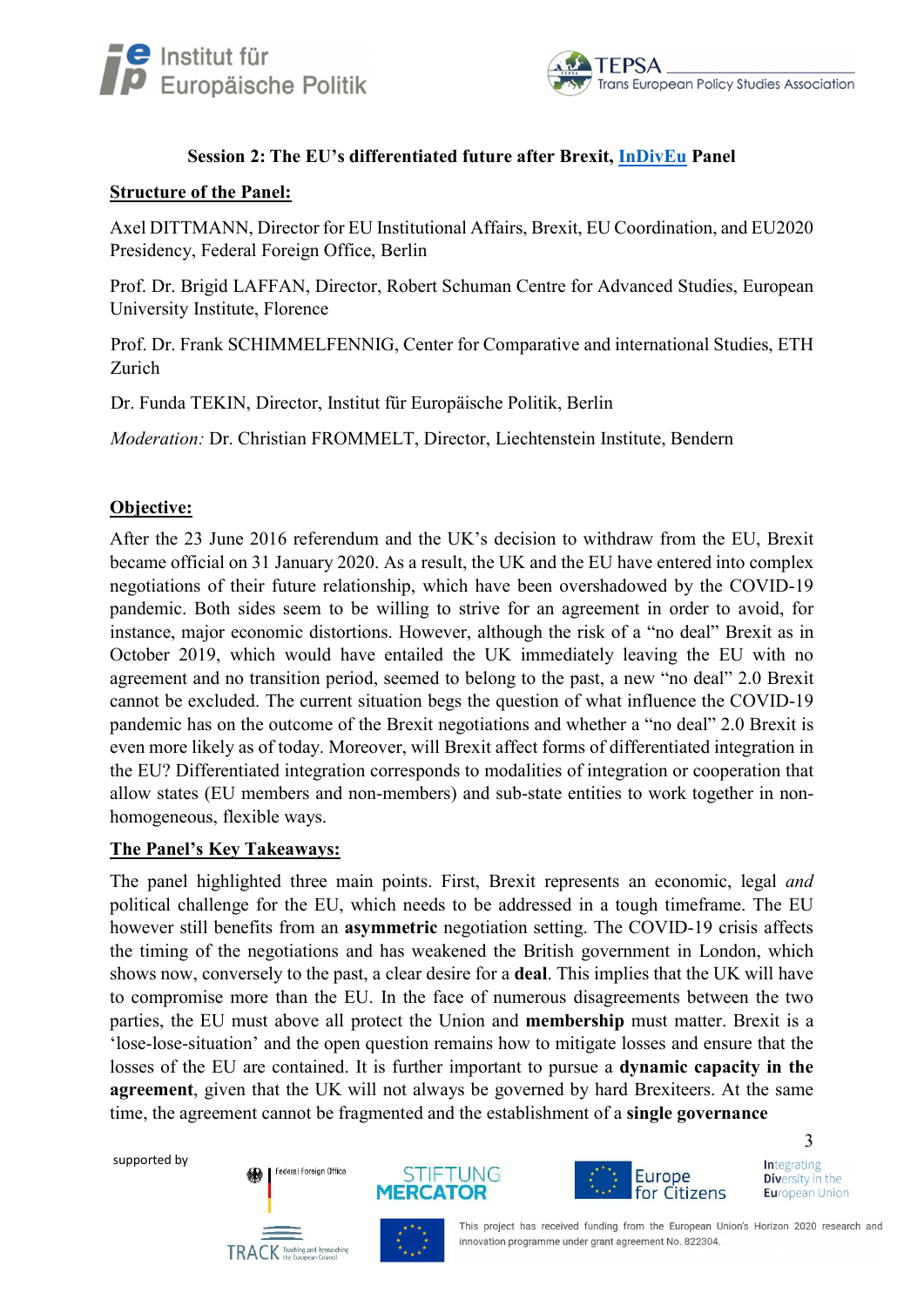**Session 2: The EU's differentiated future after Brexit, InDivEu Panel**

**Structure of the Panel:**

Axel DITTMANN, Director for EU Institutional Affairs, Brexit, EU Coordination, and EU2020 Presidency, Federal Foreign Office, Berlin

Prof. Dr. Brigid LAFFAN, Director, Robert Schuman Centre for Advanced Studies, European University Institute, Florence

Prof. Dr. Frank SCHIMMELFENNIG, Center for Comparative and international Studies, ETH Zurich

Dr. Funda TEKIN, Director, Institut für Europäische Politik, Berlin

*Moderation:* Dr. Christian FROMMELT, Director, Liechtenstein Institute, Bendern

**Objective:**

After the 23 June 2016 referendum and the UK's decision to withdraw from the EU, Brexit became official on 31 January 2020. As a result, the UK and the EU have entered into complex negotiations of their future relationship, which have been overshadowed by the COVID-19 pandemic. Both sides seem to be willing to strive for an agreement in order to avoid, for instance, major economic distortions. However, although the risk of a "no deal" Brexit as in October 2019, which would have entailed the UK immediately leaving the EU with no agreement and no transition period, seemed to belong to the past, a new "no deal" 2.0 Brexit cannot be excluded. The current situation begs the question of what influence the COVID-19 pandemic has on the outcome of the Brexit negotiations and whether a "no deal" 2.0 Brexit is even more likely as of today. Moreover, will Brexit affect forms of differentiated integration in the EU? Differentiated integration corresponds to modalities of integration or cooperation that allow states (EU members and non-members) and sub-state entities to work together in non-homogeneous, flexible ways.

**The Panel's Key Takeaways:**

The panel highlighted three main points. First, Brexit represents an economic, legal *and* political challenge for the EU, which needs to be addressed in a tough timeframe. The EU however still benefits from an **asymmetric** negotiation setting. The COVID-19 crisis affects the timing of the negotiations and has weakened the British government in London, which shows now, conversely to the past, a clear desire for a **deal**. This implies that the UK will have to compromise more than the EU. In the face of numerous disagreements between the two parties, the EU must above all protect the Union and **membership** must matter. Brexit is a 'lose-lose-situation' and the open question remains how to mitigate losses and ensure that the losses of the EU are contained. It is further important to pursue a **dynamic capacity in the agreement**, given that the UK will not always be governed by hard Brexiteers. At the same time, the agreement cannot be fragmented and the establishment of a **single governance**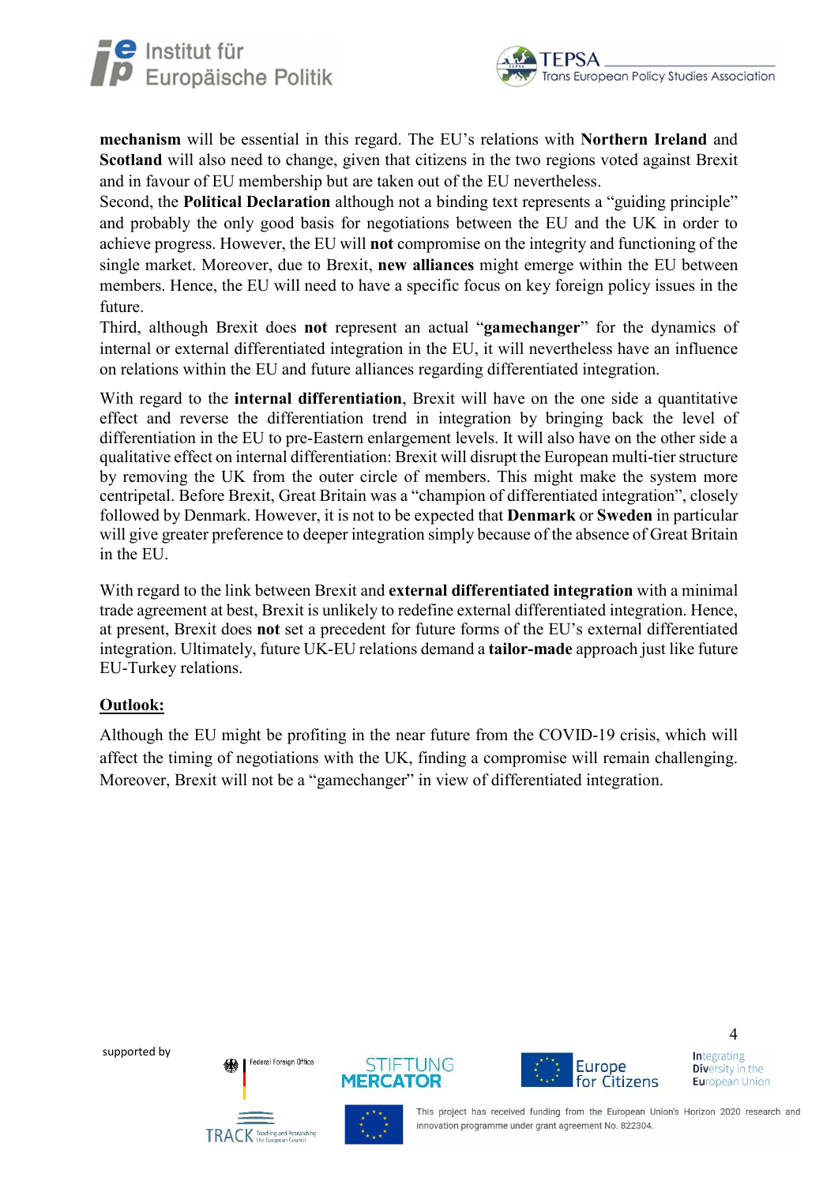**mechanism** will be essential in this regard. The EU's relations with **Northern Ireland** and **Scotland** will also need to change, given that citizens in the two regions voted against Brexit and in favour of EU membership but are taken out of the EU nevertheless.
Second, the **Political Declaration** although not a binding text represents a "guiding principle" and probably the only good basis for negotiations between the EU and the UK in order to achieve progress. However, the EU will **not** compromise on the integrity and functioning of the single market. Moreover, due to Brexit, **new alliances** might emerge within the EU between members. Hence, the EU will need to have a specific focus on key foreign policy issues in the future.
Third, although Brexit does **not** represent an actual "**gamechanger**" for the dynamics of internal or external differentiated integration in the EU, it will nevertheless have an influence on relations within the EU and future alliances regarding differentiated integration.

With regard to the **internal differentiation**, Brexit will have on the one side a quantitative effect and reverse the differentiation trend in integration by bringing back the level of differentiation in the EU to pre-Eastern enlargement levels. It will also have on the other side a qualitative effect on internal differentiation: Brexit will disrupt the European multi-tier structure by removing the UK from the outer circle of members. This might make the system more centripetal. Before Brexit, Great Britain was a "champion of differentiated integration", closely followed by Denmark. However, it is not to be expected that **Denmark** or **Sweden** in particular will give greater preference to deeper integration simply because of the absence of Great Britain in the EU.

With regard to the link between Brexit and **external differentiated integration** with a minimal trade agreement at best, Brexit is unlikely to redefine external differentiated integration. Hence, at present, Brexit does **not** set a precedent for future forms of the EU's external differentiated integration. Ultimately, future UK-EU relations demand a **tailor-made** approach just like future EU-Turkey relations.

**<u>Outlook:</u>**

Although the EU might be profiting in the near future from the COVID-19 crisis, which will affect the timing of negotiations with the UK, finding a compromise will remain challenging. Moreover, Brexit will not be a "gamechanger" in view of differentiated integration.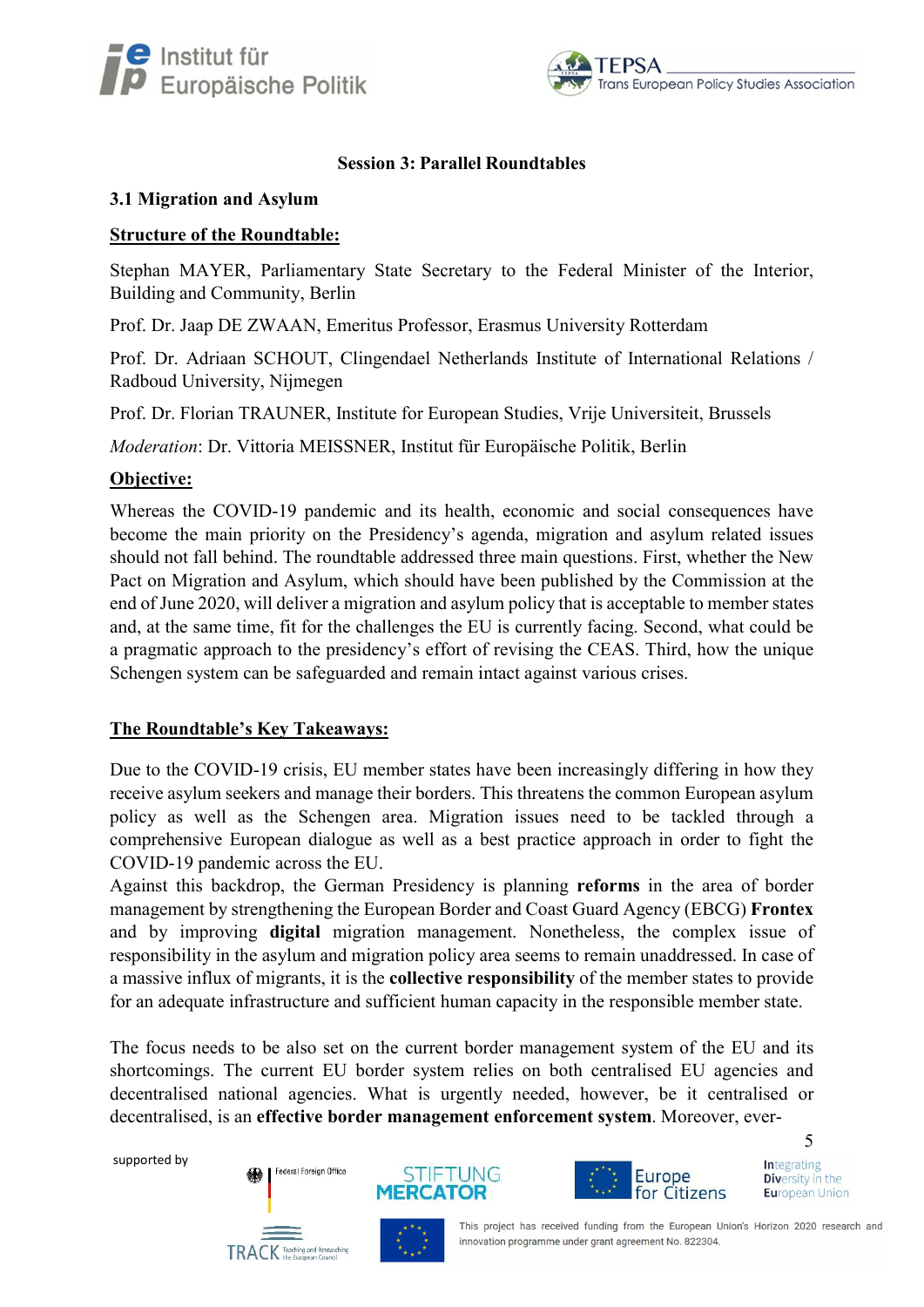**Session 3: Parallel Roundtables**

### 3.1 Migration and Asylum

**Structure of the Roundtable:**

Stephan MAYER, Parliamentary State Secretary to the Federal Minister of the Interior, Building and Community, Berlin

Prof. Dr. Jaap DE ZWAAN, Emeritus Professor, Erasmus University Rotterdam

Prof. Dr. Adriaan SCHOUT, Clingendael Netherlands Institute of International Relations / Radboud University, Nijmegen

Prof. Dr. Florian TRAUNER, Institute for European Studies, Vrije Universiteit, Brussels

*Moderation*: Dr. Vittoria MEISSNER, Institut für Europäische Politik, Berlin

**Objective:**

Whereas the COVID-19 pandemic and its health, economic and social consequences have become the main priority on the Presidency's agenda, migration and asylum related issues should not fall behind. The roundtable addressed three main questions. First, whether the New Pact on Migration and Asylum, which should have been published by the Commission at the end of June 2020, will deliver a migration and asylum policy that is acceptable to member states and, at the same time, fit for the challenges the EU is currently facing. Second, what could be a pragmatic approach to the presidency's effort of revising the CEAS. Third, how the unique Schengen system can be safeguarded and remain intact against various crises.

**The Roundtable's Key Takeaways:**

Due to the COVID-19 crisis, EU member states have been increasingly differing in how they receive asylum seekers and manage their borders. This threatens the common European asylum policy as well as the Schengen area. Migration issues need to be tackled through a comprehensive European dialogue as well as a best practice approach in order to fight the COVID-19 pandemic across the EU.
Against this backdrop, the German Presidency is planning **reforms** in the area of border management by strengthening the European Border and Coast Guard Agency (EBCG) **Frontex** and by improving **digital** migration management. Nonetheless, the complex issue of responsibility in the asylum and migration policy area seems to remain unaddressed. In case of a massive influx of migrants, it is the **collective responsibility** of the member states to provide for an adequate infrastructure and sufficient human capacity in the responsible member state.

The focus needs to be also set on the current border management system of the EU and its shortcomings. The current EU border system relies on both centralised EU agencies and decentralised national agencies. What is urgently needed, however, be it centralised or decentralised, is an **effective border management enforcement system**. Moreover, ever-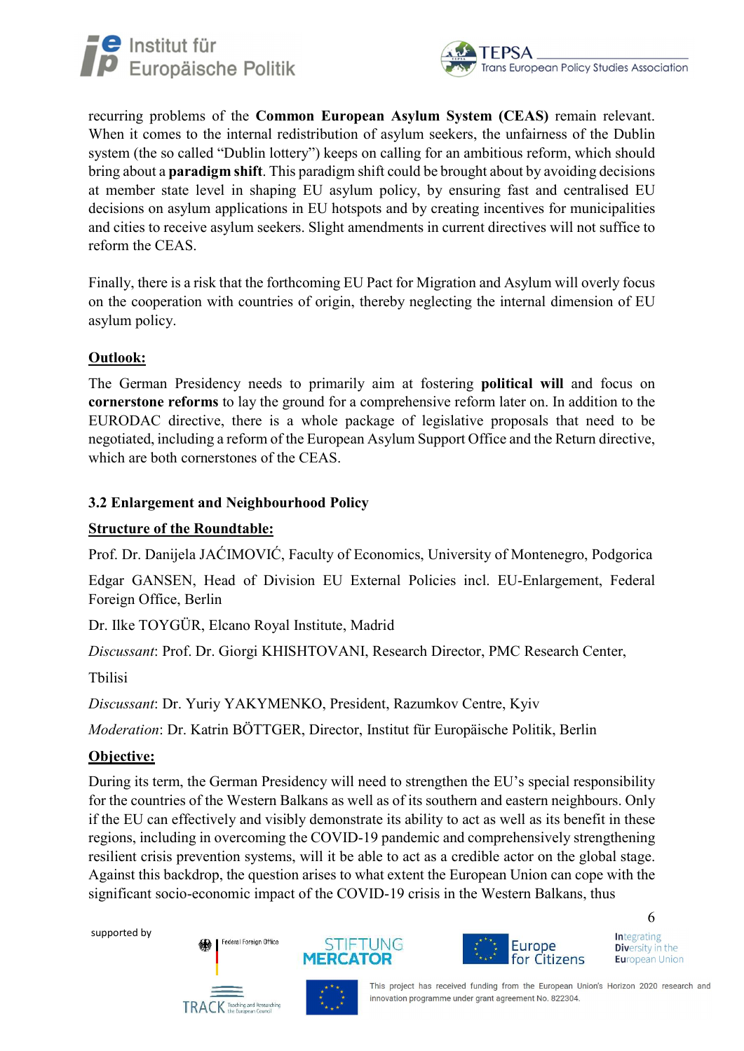recurring problems of the **Common European Asylum System (CEAS)** remain relevant. When it comes to the internal redistribution of asylum seekers, the unfairness of the Dublin system (the so called "Dublin lottery") keeps on calling for an ambitious reform, which should bring about a **paradigm shift**. This paradigm shift could be brought about by avoiding decisions at member state level in shaping EU asylum policy, by ensuring fast and centralised EU decisions on asylum applications in EU hotspots and by creating incentives for municipalities and cities to receive asylum seekers. Slight amendments in current directives will not suffice to reform the CEAS.

Finally, there is a risk that the forthcoming EU Pact for Migration and Asylum will overly focus on the cooperation with countries of origin, thereby neglecting the internal dimension of EU asylum policy.

**Outlook:**

The German Presidency needs to primarily aim at fostering **political will** and focus on **cornerstone reforms** to lay the ground for a comprehensive reform later on. In addition to the EURODAC directive, there is a whole package of legislative proposals that need to be negotiated, including a reform of the European Asylum Support Office and the Return directive, which are both cornerstones of the CEAS.

### 3.2 Enlargement and Neighbourhood Policy

**Structure of the Roundtable:**

Prof. Dr. Danijela JAĆIMOVIĆ, Faculty of Economics, University of Montenegro, Podgorica

Edgar GANSEN, Head of Division EU External Policies incl. EU-Enlargement, Federal Foreign Office, Berlin

Dr. Ilke TOYGÜR, Elcano Royal Institute, Madrid

*Discussant*: Prof. Dr. Giorgi KHISHTOVANI, Research Director, PMC Research Center, Tbilisi

*Discussant*: Dr. Yuriy YAKYMENKO, President, Razumkov Centre, Kyiv

*Moderation*: Dr. Katrin BÖTTGER, Director, Institut für Europäische Politik, Berlin

**Objective:**

During its term, the German Presidency will need to strengthen the EU's special responsibility for the countries of the Western Balkans as well as of its southern and eastern neighbours. Only if the EU can effectively and visibly demonstrate its ability to act as well as its benefit in these regions, including in overcoming the COVID-19 pandemic and comprehensively strengthening resilient crisis prevention systems, will it be able to act as a credible actor on the global stage. Against this backdrop, the question arises to what extent the European Union can cope with the significant socio-economic impact of the COVID-19 crisis in the Western Balkans, thus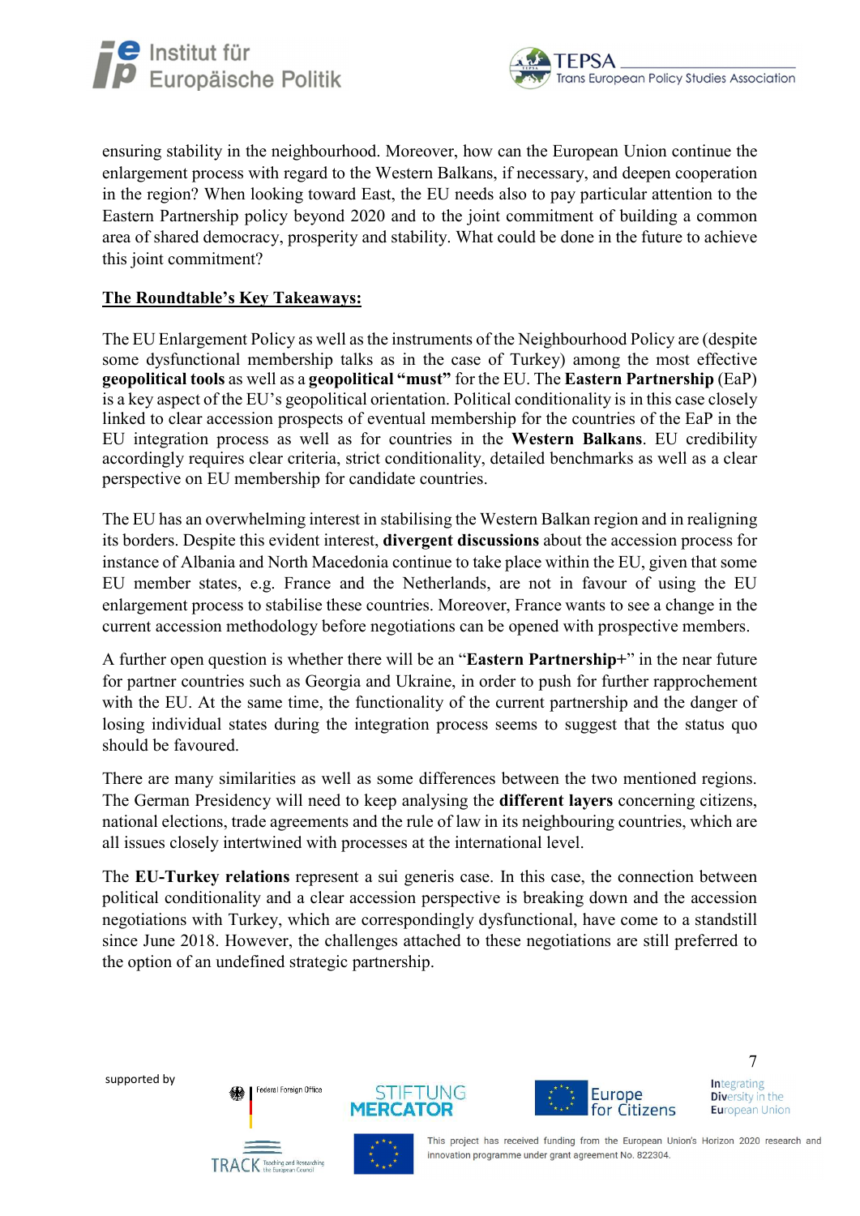ensuring stability in the neighbourhood. Moreover, how can the European Union continue the enlargement process with regard to the Western Balkans, if necessary, and deepen cooperation in the region? When looking toward East, the EU needs also to pay particular attention to the Eastern Partnership policy beyond 2020 and to the joint commitment of building a common area of shared democracy, prosperity and stability. What could be done in the future to achieve this joint commitment?

**The Roundtable's Key Takeaways:**

The EU Enlargement Policy as well as the instruments of the Neighbourhood Policy are (despite some dysfunctional membership talks as in the case of Turkey) among the most effective **geopolitical tools** as well as a **geopolitical "must"** for the EU. The **Eastern Partnership** (EaP) is a key aspect of the EU's geopolitical orientation. Political conditionality is in this case closely linked to clear accession prospects of eventual membership for the countries of the EaP in the EU integration process as well as for countries in the **Western Balkans**. EU credibility accordingly requires clear criteria, strict conditionality, detailed benchmarks as well as a clear perspective on EU membership for candidate countries.

The EU has an overwhelming interest in stabilising the Western Balkan region and in realigning its borders. Despite this evident interest, **divergent discussions** about the accession process for instance of Albania and North Macedonia continue to take place within the EU, given that some EU member states, e.g. France and the Netherlands, are not in favour of using the EU enlargement process to stabilise these countries. Moreover, France wants to see a change in the current accession methodology before negotiations can be opened with prospective members.

A further open question is whether there will be an "**Eastern Partnership+**" in the near future for partner countries such as Georgia and Ukraine, in order to push for further rapprochement with the EU. At the same time, the functionality of the current partnership and the danger of losing individual states during the integration process seems to suggest that the status quo should be favoured.

There are many similarities as well as some differences between the two mentioned regions. The German Presidency will need to keep analysing the **different layers** concerning citizens, national elections, trade agreements and the rule of law in its neighbouring countries, which are all issues closely intertwined with processes at the international level.

The **EU-Turkey relations** represent a sui generis case. In this case, the connection between political conditionality and a clear accession perspective is breaking down and the accession negotiations with Turkey, which are correspondingly dysfunctional, have come to a standstill since June 2018. However, the challenges attached to these negotiations are still preferred to the option of an undefined strategic partnership.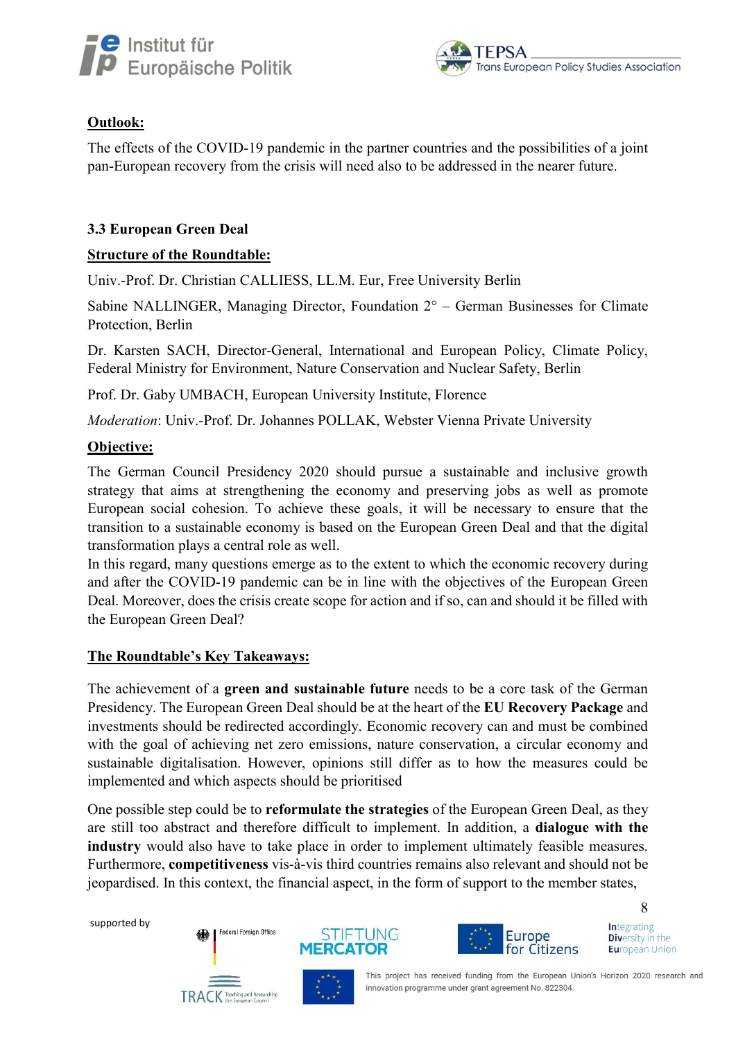**Outlook:**

The effects of the COVID-19 pandemic in the partner countries and the possibilities of a joint pan-European recovery from the crisis will need also to be addressed in the nearer future.

### 3.3 European Green Deal

**Structure of the Roundtable:**

Univ.-Prof. Dr. Christian CALLIESS, LL.M. Eur, Free University Berlin

Sabine NALLINGER, Managing Director, Foundation 2° – German Businesses for Climate Protection, Berlin

Dr. Karsten SACH, Director-General, International and European Policy, Climate Policy, Federal Ministry for Environment, Nature Conservation and Nuclear Safety, Berlin

Prof. Dr. Gaby UMBACH, European University Institute, Florence

*Moderation*: Univ.-Prof. Dr. Johannes POLLAK, Webster Vienna Private University

**Objective:**

The German Council Presidency 2020 should pursue a sustainable and inclusive growth strategy that aims at strengthening the economy and preserving jobs as well as promote European social cohesion. To achieve these goals, it will be necessary to ensure that the transition to a sustainable economy is based on the European Green Deal and that the digital transformation plays a central role as well.
In this regard, many questions emerge as to the extent to which the economic recovery during and after the COVID-19 pandemic can be in line with the objectives of the European Green Deal. Moreover, does the crisis create scope for action and if so, can and should it be filled with the European Green Deal?

**The Roundtable's Key Takeaways:**

The achievement of a **green and sustainable future** needs to be a core task of the German Presidency. The European Green Deal should be at the heart of the **EU Recovery Package** and investments should be redirected accordingly. Economic recovery can and must be combined with the goal of achieving net zero emissions, nature conservation, a circular economy and sustainable digitalisation. However, opinions still differ as to how the measures could be implemented and which aspects should be prioritised

One possible step could be to **reformulate the strategies** of the European Green Deal, as they are still too abstract and therefore difficult to implement. In addition, a **dialogue with the industry** would also have to take place in order to implement ultimately feasible measures. Furthermore, **competitiveness** vis-à-vis third countries remains also relevant and should not be jeopardised. In this context, the financial aspect, in the form of support to the member states,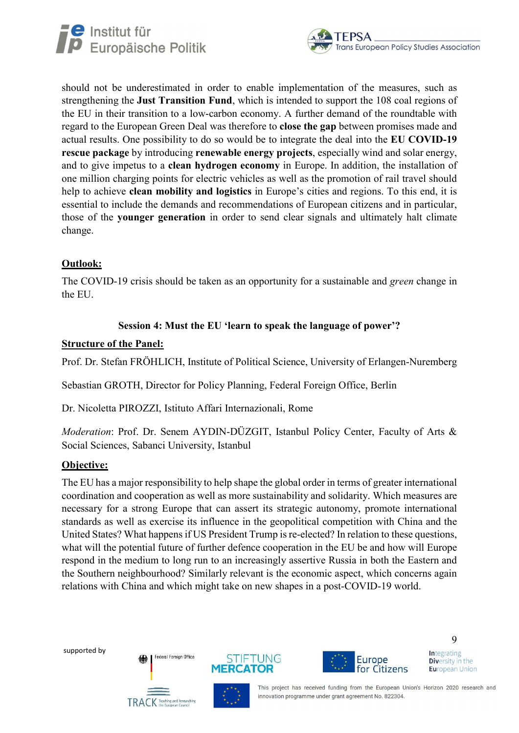should not be underestimated in order to enable implementation of the measures, such as strengthening the **Just Transition Fund**, which is intended to support the 108 coal regions of the EU in their transition to a low-carbon economy. A further demand of the roundtable with regard to the European Green Deal was therefore to **close the gap** between promises made and actual results. One possibility to do so would be to integrate the deal into the **EU COVID-19 rescue package** by introducing **renewable energy projects**, especially wind and solar energy, and to give impetus to a **clean hydrogen economy** in Europe. In addition, the installation of one million charging points for electric vehicles as well as the promotion of rail travel should help to achieve **clean mobility and logistics** in Europe's cities and regions. To this end, it is essential to include the demands and recommendations of European citizens and in particular, those of the **younger generation** in order to send clear signals and ultimately halt climate change.

**Outlook:**

The COVID-19 crisis should be taken as an opportunity for a sustainable and *green* change in the EU.

### Session 4: Must the EU 'learn to speak the language of power'?

**Structure of the Panel:**

Prof. Dr. Stefan FRÖHLICH, Institute of Political Science, University of Erlangen-Nuremberg

Sebastian GROTH, Director for Policy Planning, Federal Foreign Office, Berlin

Dr. Nicoletta PIROZZI, Istituto Affari Internazionali, Rome

*Moderation*: Prof. Dr. Senem AYDIN-DÜZGIT, Istanbul Policy Center, Faculty of Arts & Social Sciences, Sabanci University, Istanbul

**Objective:**

The EU has a major responsibility to help shape the global order in terms of greater international coordination and cooperation as well as more sustainability and solidarity. Which measures are necessary for a strong Europe that can assert its strategic autonomy, promote international standards as well as exercise its influence in the geopolitical competition with China and the United States? What happens if US President Trump is re-elected? In relation to these questions, what will the potential future of further defence cooperation in the EU be and how will Europe respond in the medium to long run to an increasingly assertive Russia in both the Eastern and the Southern neighbourhood? Similarly relevant is the economic aspect, which concerns again relations with China and which might take on new shapes in a post-COVID-19 world.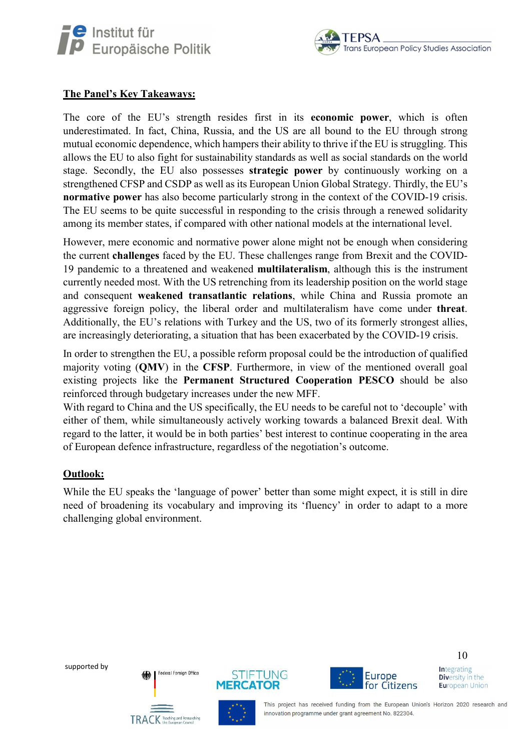**The Panel's Key Takeaways:**

The core of the EU's strength resides first in its **economic power**, which is often underestimated. In fact, China, Russia, and the US are all bound to the EU through strong mutual economic dependence, which hampers their ability to thrive if the EU is struggling. This allows the EU to also fight for sustainability standards as well as social standards on the world stage. Secondly, the EU also possesses **strategic power** by continuously working on a strengthened CFSP and CSDP as well as its European Union Global Strategy. Thirdly, the EU's **normative power** has also become particularly strong in the context of the COVID-19 crisis. The EU seems to be quite successful in responding to the crisis through a renewed solidarity among its member states, if compared with other national models at the international level.

However, mere economic and normative power alone might not be enough when considering the current **challenges** faced by the EU. These challenges range from Brexit and the COVID-19 pandemic to a threatened and weakened **multilateralism**, although this is the instrument currently needed most. With the US retrenching from its leadership position on the world stage and consequent **weakened transatlantic relations**, while China and Russia promote an aggressive foreign policy, the liberal order and multilateralism have come under **threat**. Additionally, the EU's relations with Turkey and the US, two of its formerly strongest allies, are increasingly deteriorating, a situation that has been exacerbated by the COVID-19 crisis.

In order to strengthen the EU, a possible reform proposal could be the introduction of qualified majority voting (**QMV**) in the **CFSP**. Furthermore, in view of the mentioned overall goal existing projects like the **Permanent Structured Cooperation PESCO** should be also reinforced through budgetary increases under the new MFF.

With regard to China and the US specifically, the EU needs to be careful not to 'decouple' with either of them, while simultaneously actively working towards a balanced Brexit deal. With regard to the latter, it would be in both parties' best interest to continue cooperating in the area of European defence infrastructure, regardless of the negotiation's outcome.

**Outlook:**

While the EU speaks the 'language of power' better than some might expect, it is still in dire need of broadening its vocabulary and improving its 'fluency' in order to adapt to a more challenging global environment.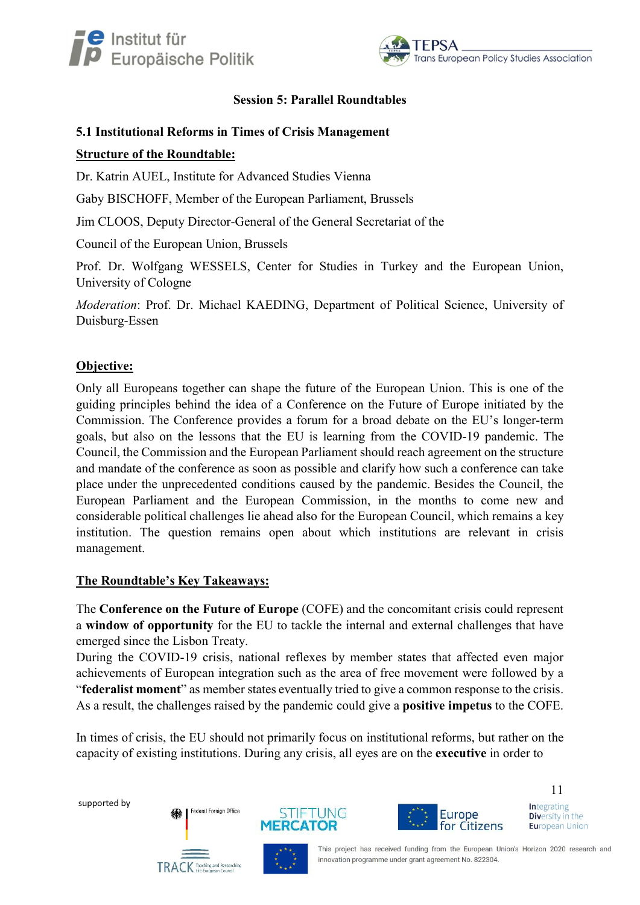## Session 5: Parallel Roundtables

### 5.1 Institutional Reforms in Times of Crisis Management

**Structure of the Roundtable:**

Dr. Katrin AUEL, Institute for Advanced Studies Vienna

Gaby BISCHOFF, Member of the European Parliament, Brussels

Jim CLOOS, Deputy Director-General of the General Secretariat of the Council of the European Union, Brussels

Prof. Dr. Wolfgang WESSELS, Center for Studies in Turkey and the European Union, University of Cologne

*Moderation*: Prof. Dr. Michael KAEDING, Department of Political Science, University of Duisburg-Essen

**Objective:**

Only all Europeans together can shape the future of the European Union. This is one of the guiding principles behind the idea of a Conference on the Future of Europe initiated by the Commission. The Conference provides a forum for a broad debate on the EU's longer-term goals, but also on the lessons that the EU is learning from the COVID-19 pandemic. The Council, the Commission and the European Parliament should reach agreement on the structure and mandate of the conference as soon as possible and clarify how such a conference can take place under the unprecedented conditions caused by the pandemic. Besides the Council, the European Parliament and the European Commission, in the months to come new and considerable political challenges lie ahead also for the European Council, which remains a key institution. The question remains open about which institutions are relevant in crisis management.

**The Roundtable's Key Takeaways:**

The **Conference on the Future of Europe** (COFE) and the concomitant crisis could represent a **window of opportunity** for the EU to tackle the internal and external challenges that have emerged since the Lisbon Treaty.
During the COVID-19 crisis, national reflexes by member states that affected even major achievements of European integration such as the area of free movement were followed by a "**federalist moment**" as member states eventually tried to give a common response to the crisis. As a result, the challenges raised by the pandemic could give a **positive impetus** to the COFE.

In times of crisis, the EU should not primarily focus on institutional reforms, but rather on the capacity of existing institutions. During any crisis, all eyes are on the **executive** in order to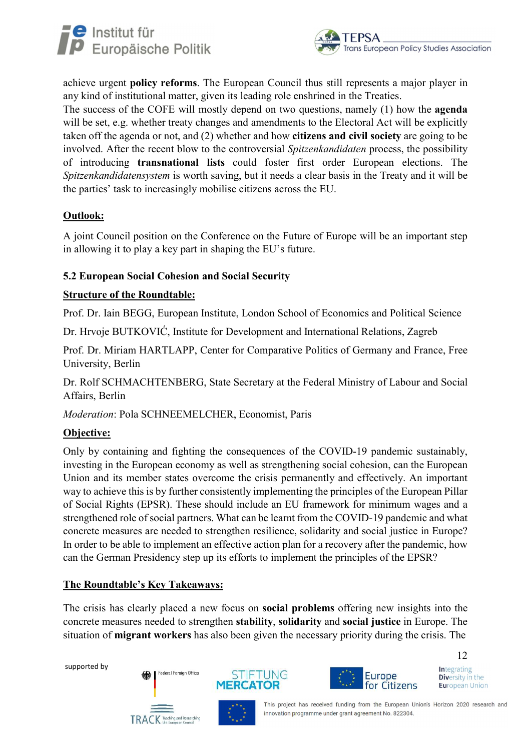achieve urgent **policy reforms**. The European Council thus still represents a major player in any kind of institutional matter, given its leading role enshrined in the Treaties.
The success of the COFE will mostly depend on two questions, namely (1) how the **agenda** will be set, e.g. whether treaty changes and amendments to the Electoral Act will be explicitly taken off the agenda or not, and (2) whether and how **citizens and civil society** are going to be involved. After the recent blow to the controversial *Spitzenkandidaten* process, the possibility of introducing **transnational lists** could foster first order European elections. The *Spitzenkandidatensystem* is worth saving, but it needs a clear basis in the Treaty and it will be the parties' task to increasingly mobilise citizens across the EU.

**Outlook:**

A joint Council position on the Conference on the Future of Europe will be an important step in allowing it to play a key part in shaping the EU's future.

### 5.2 European Social Cohesion and Social Security

**Structure of the Roundtable:**

Prof. Dr. Iain BEGG, European Institute, London School of Economics and Political Science

Dr. Hrvoje BUTKOVIĆ, Institute for Development and International Relations, Zagreb

Prof. Dr. Miriam HARTLAPP, Center for Comparative Politics of Germany and France, Free University, Berlin

Dr. Rolf SCHMACHTENBERG, State Secretary at the Federal Ministry of Labour and Social Affairs, Berlin

*Moderation*: Pola SCHNEEMELCHER, Economist, Paris

**Objective:**

Only by containing and fighting the consequences of the COVID-19 pandemic sustainably, investing in the European economy as well as strengthening social cohesion, can the European Union and its member states overcome the crisis permanently and effectively. An important way to achieve this is by further consistently implementing the principles of the European Pillar of Social Rights (EPSR). These should include an EU framework for minimum wages and a strengthened role of social partners. What can be learnt from the COVID-19 pandemic and what concrete measures are needed to strengthen resilience, solidarity and social justice in Europe? In order to be able to implement an effective action plan for a recovery after the pandemic, how can the German Presidency step up its efforts to implement the principles of the EPSR?

**The Roundtable's Key Takeaways:**

The crisis has clearly placed a new focus on **social problems** offering new insights into the concrete measures needed to strengthen **stability**, **solidarity** and **social justice** in Europe. The situation of **migrant workers** has also been given the necessary priority during the crisis. The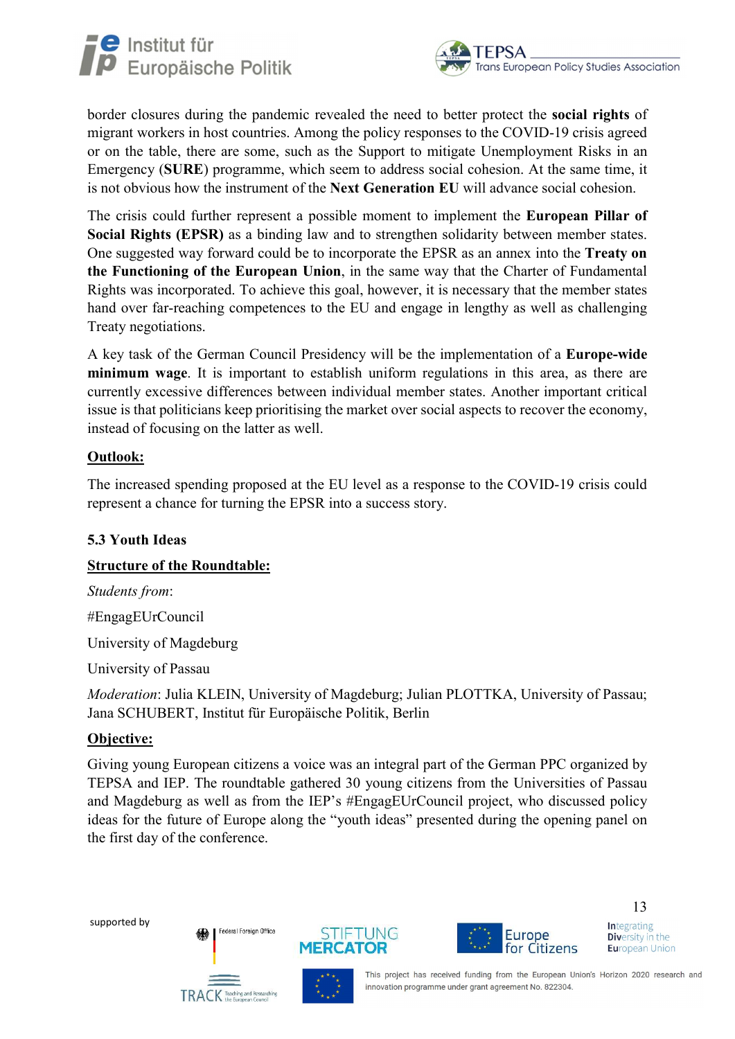border closures during the pandemic revealed the need to better protect the **social rights** of migrant workers in host countries. Among the policy responses to the COVID-19 crisis agreed or on the table, there are some, such as the Support to mitigate Unemployment Risks in an Emergency (**SURE**) programme, which seem to address social cohesion. At the same time, it is not obvious how the instrument of the **Next Generation EU** will advance social cohesion.

The crisis could further represent a possible moment to implement the **European Pillar of Social Rights (EPSR)** as a binding law and to strengthen solidarity between member states. One suggested way forward could be to incorporate the EPSR as an annex into the **Treaty on the Functioning of the European Union**, in the same way that the Charter of Fundamental Rights was incorporated. To achieve this goal, however, it is necessary that the member states hand over far-reaching competences to the EU and engage in lengthy as well as challenging Treaty negotiations.

A key task of the German Council Presidency will be the implementation of a **Europe-wide minimum wage**. It is important to establish uniform regulations in this area, as there are currently excessive differences between individual member states. Another important critical issue is that politicians keep prioritising the market over social aspects to recover the economy, instead of focusing on the latter as well.

**Outlook:**

The increased spending proposed at the EU level as a response to the COVID-19 crisis could represent a chance for turning the EPSR into a success story.

### 5.3 Youth Ideas

**Structure of the Roundtable:**

*Students from*:

#EngagEUrCouncil

University of Magdeburg

University of Passau

*Moderation*: Julia KLEIN, University of Magdeburg; Julian PLOTTKA, University of Passau; Jana SCHUBERT, Institut für Europäische Politik, Berlin

**Objective:**

Giving young European citizens a voice was an integral part of the German PPC organized by TEPSA and IEP. The roundtable gathered 30 young citizens from the Universities of Passau and Magdeburg as well as from the IEP's #EngagEUrCouncil project, who discussed policy ideas for the future of Europe along the "youth ideas" presented during the opening panel on the first day of the conference.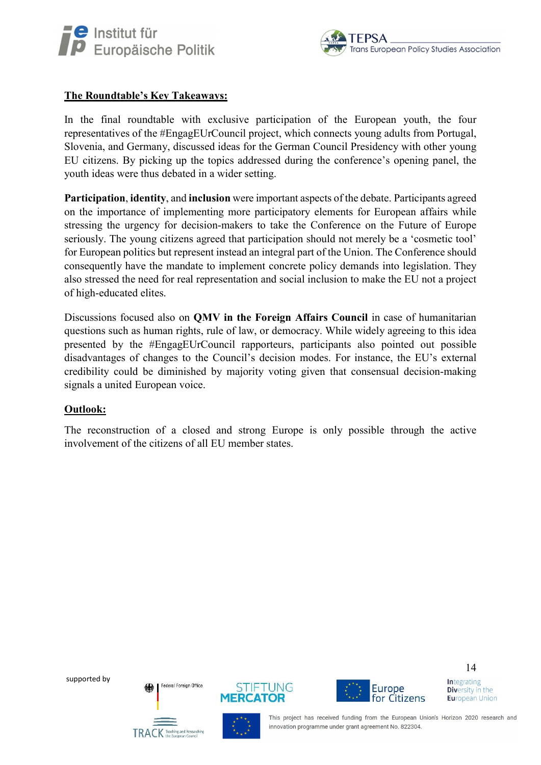**The Roundtable's Key Takeaways:**

In the final roundtable with exclusive participation of the European youth, the four representatives of the #EngagEUrCouncil project, which connects young adults from Portugal, Slovenia, and Germany, discussed ideas for the German Council Presidency with other young EU citizens. By picking up the topics addressed during the conference's opening panel, the youth ideas were thus debated in a wider setting.

**Participation**, **identity**, and **inclusion** were important aspects of the debate. Participants agreed on the importance of implementing more participatory elements for European affairs while stressing the urgency for decision-makers to take the Conference on the Future of Europe seriously. The young citizens agreed that participation should not merely be a 'cosmetic tool' for European politics but represent instead an integral part of the Union. The Conference should consequently have the mandate to implement concrete policy demands into legislation. They also stressed the need for real representation and social inclusion to make the EU not a project of high-educated elites.

Discussions focused also on **QMV in the Foreign Affairs Council** in case of humanitarian questions such as human rights, rule of law, or democracy. While widely agreeing to this idea presented by the #EngagEUrCouncil rapporteurs, participants also pointed out possible disadvantages of changes to the Council's decision modes. For instance, the EU's external credibility could be diminished by majority voting given that consensual decision-making signals a united European voice.

**Outlook:**

The reconstruction of a closed and strong Europe is only possible through the active involvement of the citizens of all EU member states.

supported by

This project has received funding from the European Union's Horizon 2020 research and innovation programme under grant agreement No. 822304.